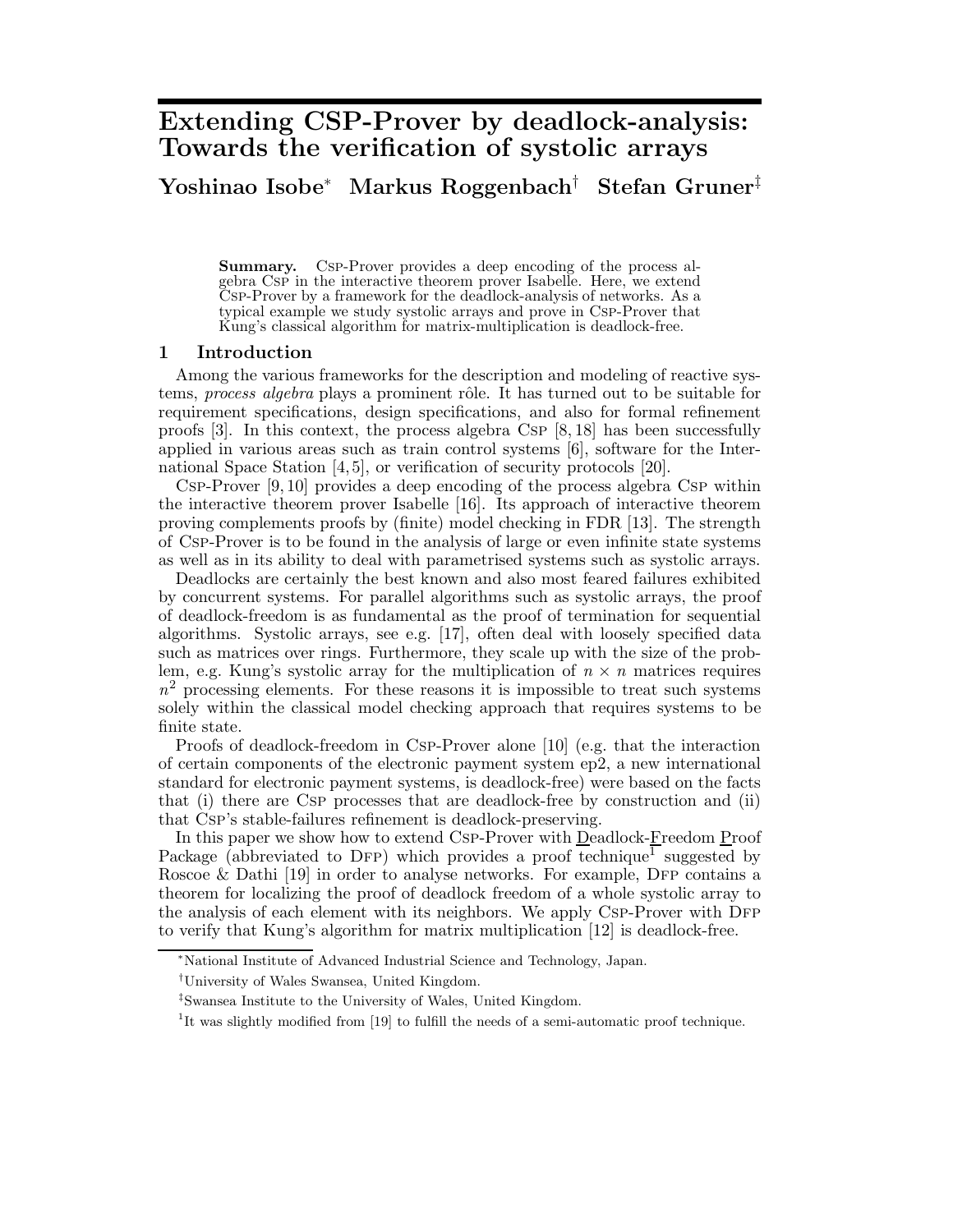# Extending CSP-Prover by deadlock-analysis: Towards the verification of systolic arrays

**Yoshinao Isobe*** **Markus Roggenbach**† **Stefan Gruner**‡

**Summary.** Csp-Prover provides a deep encoding of the process algebra Csp in the interactive theorem prover Isabelle. Here, we extend Csp-Prover by a framework for the deadlock-analysis of networks. As a typical example we study systolic arrays and prove in Csp-Prover that Kung's classical algorithm for matrix-multiplication is deadlock-free.

## 1 Introduction

Among the various frameworks for the description and modeling of reactive systems, *process algebra* plays a prominent rôle. It has turned out to be suitable for requirement specifications, design specifications, and also for formal refinement proofs [3]. In this context, the process algebra Csp [8, 18] has been successfully applied in various areas such as train control systems [6], software for the International Space Station [4, 5], or verification of security protocols [20].

Csp-Prover [9, 10] provides a deep encoding of the process algebra Csp within the interactive theorem prover Isabelle [16]. Its approach of interactive theorem proving complements proofs by (finite) model checking in FDR [13]. The strength of Csp-Prover is to be found in the analysis of large or even infinite state systems as well as in its ability to deal with parametrised systems such as systolic arrays.

Deadlocks are certainly the best known and also most feared failures exhibited by concurrent systems. For parallel algorithms such as systolic arrays, the proof of deadlock-freedom is as fundamental as the proof of termination for sequential algorithms. Systolic arrays, see e.g. [17], often deal with loosely specified data such as matrices over rings. Furthermore, they scale up with the size of the problem, e.g. Kung's systolic array for the multiplication of $n \times n$ matrices requires $n^2$ processing elements. For these reasons it is impossible to treat such systems solely within the classical model checking approach that requires systems to be finite state.

Proofs of deadlock-freedom in Csp-Prover alone [10] (e.g. that the interaction of certain components of the electronic payment system ep2, a new international standard for electronic payment systems, is deadlock-free) were based on the facts that (i) there are Csp processes that are deadlock-free by construction and (ii) that Csp's stable-failures refinement is deadlock-preserving.

In this paper we show how to extend Csp-Prover with Deadlock-Freedom Proof Package (abbreviated to Dfp) which provides a proof technique[1] suggested by Roscoe & Dathi [19] in order to analyse networks. For example, Dfp contains a theorem for localizing the proof of deadlock freedom of a whole systolic array to the analysis of each element with its neighbors. We apply Csp-Prover with Dfp to verify that Kung's algorithm for matrix multiplication [12] is deadlock-free.

---

*National Institute of Advanced Industrial Science and Technology, Japan.

†University of Wales Swansea, United Kingdom.

‡Swansea Institute to the University of Wales, United Kingdom.

[1] It was slightly modified from [19] to fulfill the needs of a semi-automatic proof technique.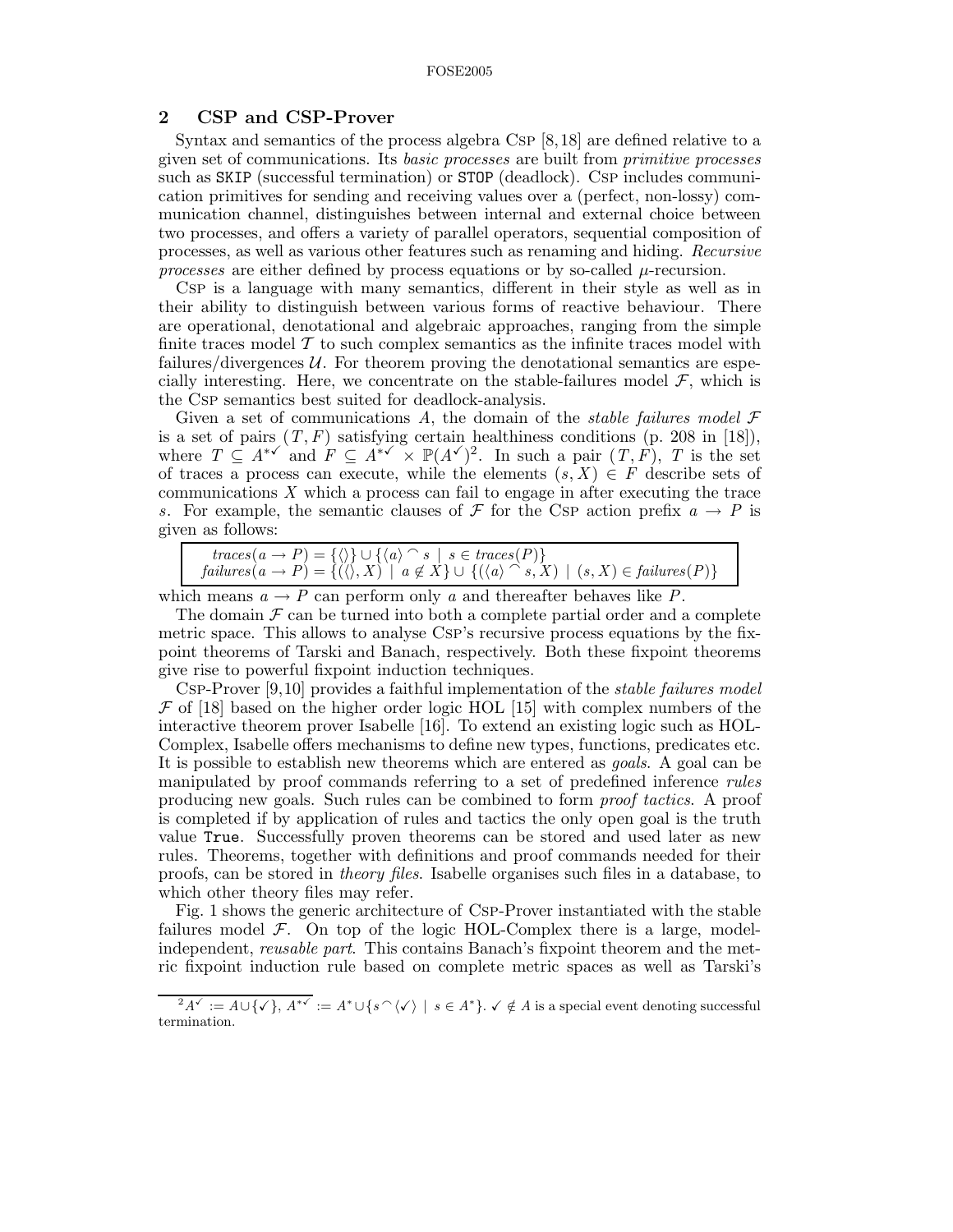## 2 CSP and CSP-Prover

Syntax and semantics of the process algebra Csp [8,18] are defined relative to a given set of communications. Its *basic processes* are built from *primitive processes* such as `SKIP` (successful termination) or `STOP` (deadlock). Csp includes communication primitives for sending and receiving values over a (perfect, non-lossy) communication channel, distinguishes between internal and external choice between two processes, and offers a variety of parallel operators, sequential composition of processes, as well as various other features such as renaming and hiding. *Recursive processes* are either defined by process equations or by so-called $\mu$-recursion.

Csp is a language with many semantics, different in their style as well as in their ability to distinguish between various forms of reactive behaviour. There are operational, denotational and algebraic approaches, ranging from the simple finite traces model $\mathcal{T}$ to such complex semantics as the infinite traces model with failures/divergences $\mathcal{U}$. For theorem proving the denotational semantics are especially interesting. Here, we concentrate on the stable-failures model $\mathcal{F}$, which is the Csp semantics best suited for deadlock-analysis.

Given a set of communications $A$, the domain of the *stable failures model* $\mathcal{F}$ is a set of pairs $(T, F)$ satisfying certain healthiness conditions (p. 208 in [18]), where $T \subseteq A^{*\checkmark}$ and $F \subseteq A^{*\checkmark} \times \mathbb{P}(A^{\checkmark})^2$. In such a pair $(T, F)$, $T$ is the set of traces a process can execute, while the elements $(s, X) \in F$ describe sets of communications $X$ which a process can fail to engage in after executing the trace $s$. For example, the semantic clauses of $\mathcal{F}$ for the Csp action prefix $a \to P$ is given as follows:

$$traces(a \to P) = \{\langle\rangle\} \cup \{\langle a \rangle \frown s \mid s \in traces(P)\}$$
$$failures(a \to P) = \{(\langle\rangle, X) \mid a \notin X\} \cup \{(\langle a \rangle \frown s, X) \mid (s, X) \in failures(P)\}$$

which means $a \to P$ can perform only $a$ and thereafter behaves like $P$.

The domain $\mathcal{F}$ can be turned into both a complete partial order and a complete metric space. This allows to analyse Csp's recursive process equations by the fixpoint theorems of Tarski and Banach, respectively. Both these fixpoint theorems give rise to powerful fixpoint induction techniques.

Csp-Prover [9,10] provides a faithful implementation of the *stable failures model* $\mathcal{F}$ of [18] based on the higher order logic HOL [15] with complex numbers of the interactive theorem prover Isabelle [16]. To extend an existing logic such as HOL-Complex, Isabelle offers mechanisms to define new types, functions, predicates etc. It is possible to establish new theorems which are entered as *goals*. A goal can be manipulated by proof commands referring to a set of predefined inference *rules* producing new goals. Such rules can be combined to form *proof tactics*. A proof is completed if by application of rules and tactics the only open goal is the truth value `True`. Successfully proven theorems can be stored and used later as new rules. Theorems, together with definitions and proof commands needed for their proofs, can be stored in *theory files*. Isabelle organises such files in a database, to which other theory files may refer.

Fig. 1 shows the generic architecture of Csp-Prover instantiated with the stable failures model $\mathcal{F}$. On top of the logic HOL-Complex there is a large, model-independent, *reusable part*. This contains Banach's fixpoint theorem and the metric fixpoint induction rule based on complete metric spaces as well as Tarski's

[2] $A^{\checkmark} := A \cup \{\checkmark\}$, $A^{*\checkmark} := A^* \cup \{s \frown \langle\checkmark\rangle \mid s \in A^*\}$. $\checkmark \notin A$ is a special event denoting successful termination.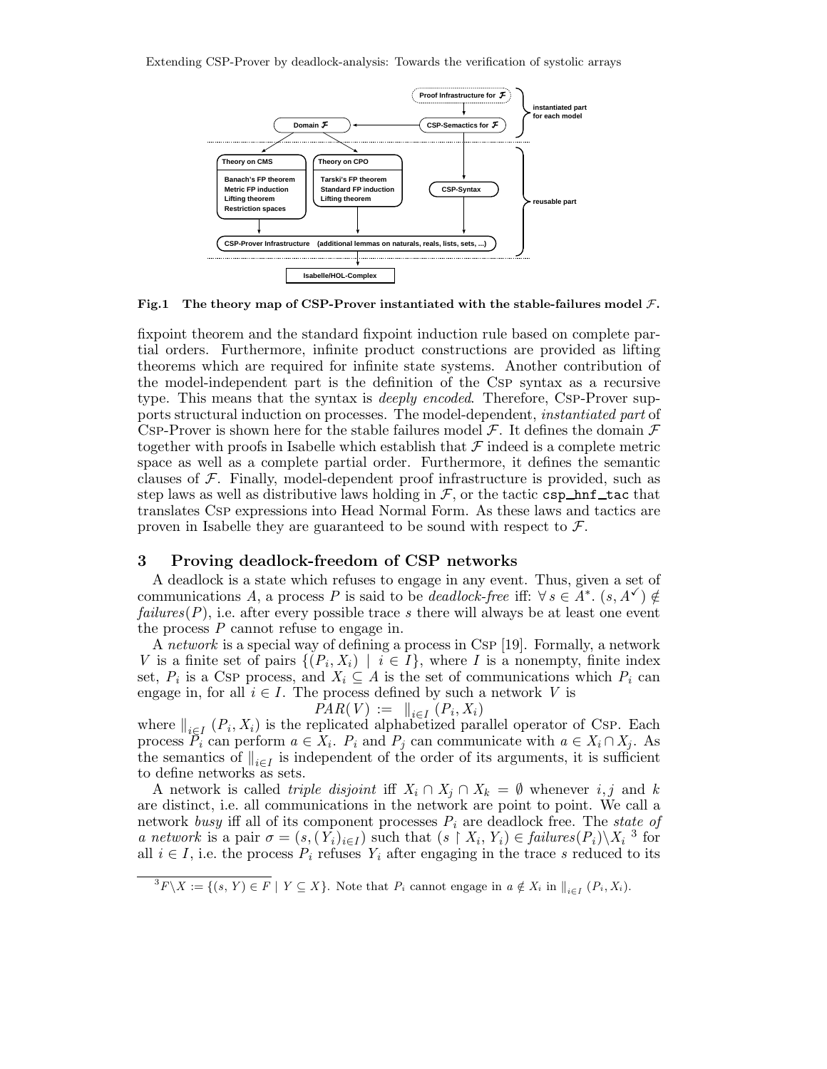Fig.1 The theory map of CSP-Prover instantiated with the stable-failures model $\mathcal{F}$.

fixpoint theorem and the standard fixpoint induction rule based on complete partial orders. Furthermore, infinite product constructions are provided as lifting theorems which are required for infinite state systems. Another contribution of the model-independent part is the definition of the CSP syntax as a recursive type. This means that the syntax is *deeply encoded*. Therefore, CSP-Prover supports structural induction on processes. The model-dependent, *instantiated part* of CSP-Prover is shown here for the stable failures model $\mathcal{F}$. It defines the domain $\mathcal{F}$ together with proofs in Isabelle which establish that $\mathcal{F}$ indeed is a complete metric space as well as a complete partial order. Furthermore, it defines the semantic clauses of $\mathcal{F}$. Finally, model-dependent proof infrastructure is provided, such as step laws as well as distributive laws holding in $\mathcal{F}$, or the tactic `csp_hnf_tac` that translates CSP expressions into Head Normal Form. As these laws and tactics are proven in Isabelle they are guaranteed to be sound with respect to $\mathcal{F}$.

## 3 Proving deadlock-freedom of CSP networks

A deadlock is a state which refuses to engage in any event. Thus, given a set of communications $A$, a process $P$ is said to be *deadlock-free* iff: $\forall s \in A^*.\ (s, A^{\checkmark}) \notin \mathit{failures}(P)$, i.e. after every possible trace $s$ there will always be at least one event the process $P$ cannot refuse to engage in.

A *network* is a special way of defining a process in CSP [19]. Formally, a network $V$ is a finite set of pairs $\{(P_i, X_i) \mid i \in I\}$, where $I$ is a nonempty, finite index set, $P_i$ is a CSP process, and $X_i \subseteq A$ is the set of communications which $P_i$ can engage in, for all $i \in I$. The process defined by such a network $V$ is

$$PAR(V) := \ \|_{i \in I} (P_i, X_i)$$

where $\|_{i \in I} (P_i, X_i)$ is the replicated alphabetized parallel operator of CSP. Each process $P_i$ can perform $a \in X_i$. $P_i$ and $P_j$ can communicate with $a \in X_i \cap X_j$. As the semantics of $\|_{i \in I}$ is independent of the order of its arguments, it is sufficient to define networks as sets.

A network is called *triple disjoint* iff $X_i \cap X_j \cap X_k = \emptyset$ whenever $i, j$ and $k$ are distinct, i.e. all communications in the network are point to point. We call a network *busy* iff all of its component processes $P_i$ are deadlock free. The *state of a network* is a pair $\sigma = (s, (Y_i)_{i \in I})$ such that $(s \upharpoonright X_i, Y_i) \in \mathit{failures}(P_i) \backslash X_i$ [3] for all $i \in I$, i.e. the process $P_i$ refuses $Y_i$ after engaging in the trace $s$ reduced to its

[3] $F \backslash X := \{(s, Y) \in F \mid Y \subseteq X\}$. Note that $P_i$ cannot engage in $a \notin X_i$ in $\|_{i \in I} (P_i, X_i)$.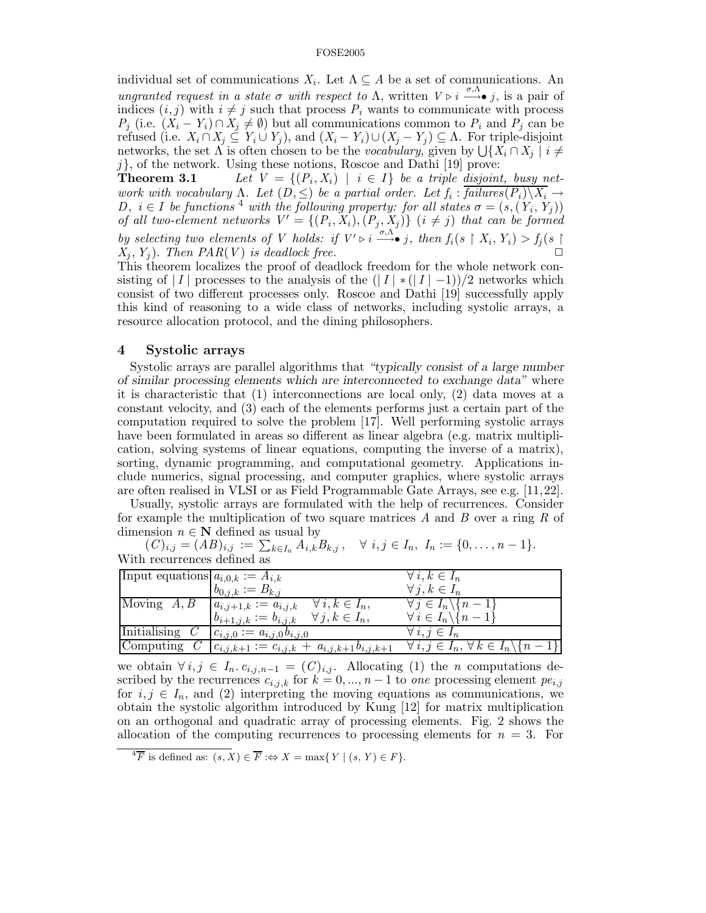individual set of communications $X_i$. Let $\Lambda \subseteq A$ be a set of communications. An *ungranted request in a state $\sigma$ with respect to* $\Lambda$, written $V \triangleright i \overset{\sigma,\Lambda}{\longrightarrow\bullet} j$, is a pair of indices $(i, j)$ with $i \neq j$ such that process $P_i$ wants to communicate with process $P_j$ (i.e. $(X_i - Y_i) \cap X_j \neq \emptyset$) but all communications common to $P_i$ and $P_j$ can be refused (i.e. $X_i \cap X_j \subseteq Y_i \cup Y_j$), and $(X_i - Y_i) \cup (X_j - Y_j) \subseteq \Lambda$. For triple-disjoint networks, the set $\Lambda$ is often chosen to be the *vocabulary*, given by $\bigcup\{X_i \cap X_j \mid i \neq j\}$, of the network. Using these notions, Roscoe and Dathi [19] prove:

**Theorem 3.1** *Let $V = \{(P_i, X_i) \mid i \in I\}$ be a triple disjoint, busy network with vocabulary $\Lambda$. Let $(D, \leq)$ be a partial order. Let $f_i : \overline{failures(P_i) \backslash X_i} \to D$, $i \in I$ be functions [4] with the following property: for all states $\sigma = (s, (Y_i, Y_j))$ of all two-element networks $V' = \{(P_i, X_i), (P_j, X_j)\}$ $(i \neq j)$ that can be formed by selecting two elements of $V$ holds: if $V' \triangleright i \overset{\sigma,\Lambda}{\longrightarrow\bullet} j$, then $f_i(s \restriction X_i, Y_i) > f_j(s \restriction X_j, Y_j)$. Then $PAR(V)$ is deadlock free.* □

This theorem localizes the proof of deadlock freedom for the whole network consisting of $|I|$ processes to the analysis of the $(|I| * (|I| - 1))/2$ networks which consist of two different processes only. Roscoe and Dathi [19] successfully apply this kind of reasoning to a wide class of networks, including systolic arrays, a resource allocation protocol, and the dining philosophers.

## 4 Systolic arrays

Systolic arrays are parallel algorithms that *"typically consist of a large number of similar processing elements which are interconnected to exchange data"* where it is characteristic that (1) interconnections are local only, (2) data moves at a constant velocity, and (3) each of the elements performs just a certain part of the computation required to solve the problem [17]. Well performing systolic arrays have been formulated in areas so different as linear algebra (e.g. matrix multiplication, solving systems of linear equations, computing the inverse of a matrix), sorting, dynamic programming, and computational geometry. Applications include numerics, signal processing, and computer graphics, where systolic arrays are often realised in VLSI or as Field Programmable Gate Arrays, see e.g. [11,22].

Usually, systolic arrays are formulated with the help of recurrences. Consider for example the multiplication of two square matrices $A$ and $B$ over a ring $R$ of dimension $n \in \mathbf{N}$ defined as usual by

$$(C)_{i,j} = (AB)_{i,j} := \sum_{k \in I_n} A_{i,k} B_{k,j}, \quad \forall\, i, j \in I_n,\ I_n := \{0, \ldots, n-1\}.$$

With recurrences defined as

| | | |
|---|---|---|
| Input equations | $a_{i,0,k} := A_{i,k}$ | $\forall\, i, k \in I_n$ |
| | $b_{0,j,k} := B_{k,j}$ | $\forall\, j, k \in I_n$ |
| Moving $A, B$ | $a_{i,j+1,k} := a_{i,j,k} \quad \forall\, i, k \in I_n,$ | $\forall\, j \in I_n \backslash \{n-1\}$ |
| | $b_{i+1,j,k} := b_{i,j,k} \quad \forall\, j, k \in I_n,$ | $\forall\, i \in I_n \backslash \{n-1\}$ |
| Initialising $C$ | $c_{i,j,0} := a_{i,j,0} b_{i,j,0}$ | $\forall\, i, j \in I_n$ |
| Computing $C$ | $c_{i,j,k+1} := c_{i,j,k} + a_{i,j,k+1} b_{i,j,k+1}$ | $\forall\, i, j \in I_n,\ \forall\, k \in I_n \backslash \{n-1\}$ |

we obtain $\forall\, i, j \in I_n.\, c_{i,j,n-1} = (C)_{i,j}$. Allocating (1) the $n$ computations described by the recurrences $c_{i,j,k}$ for $k = 0, ..., n-1$ to *one* processing element $pe_{i,j}$ for $i, j \in I_n$, and (2) interpreting the moving equations as communications, we obtain the systolic algorithm introduced by Kung [12] for matrix multiplication on an orthogonal and quadratic array of processing elements. Fig. 2 shows the allocation of the computing recurrences to processing elements for $n = 3$. For

[4] $\overline{F}$ is defined as: $(s, X) \in \overline{F} :\Leftrightarrow X = \max\{\, Y \mid (s, Y) \in F\}$.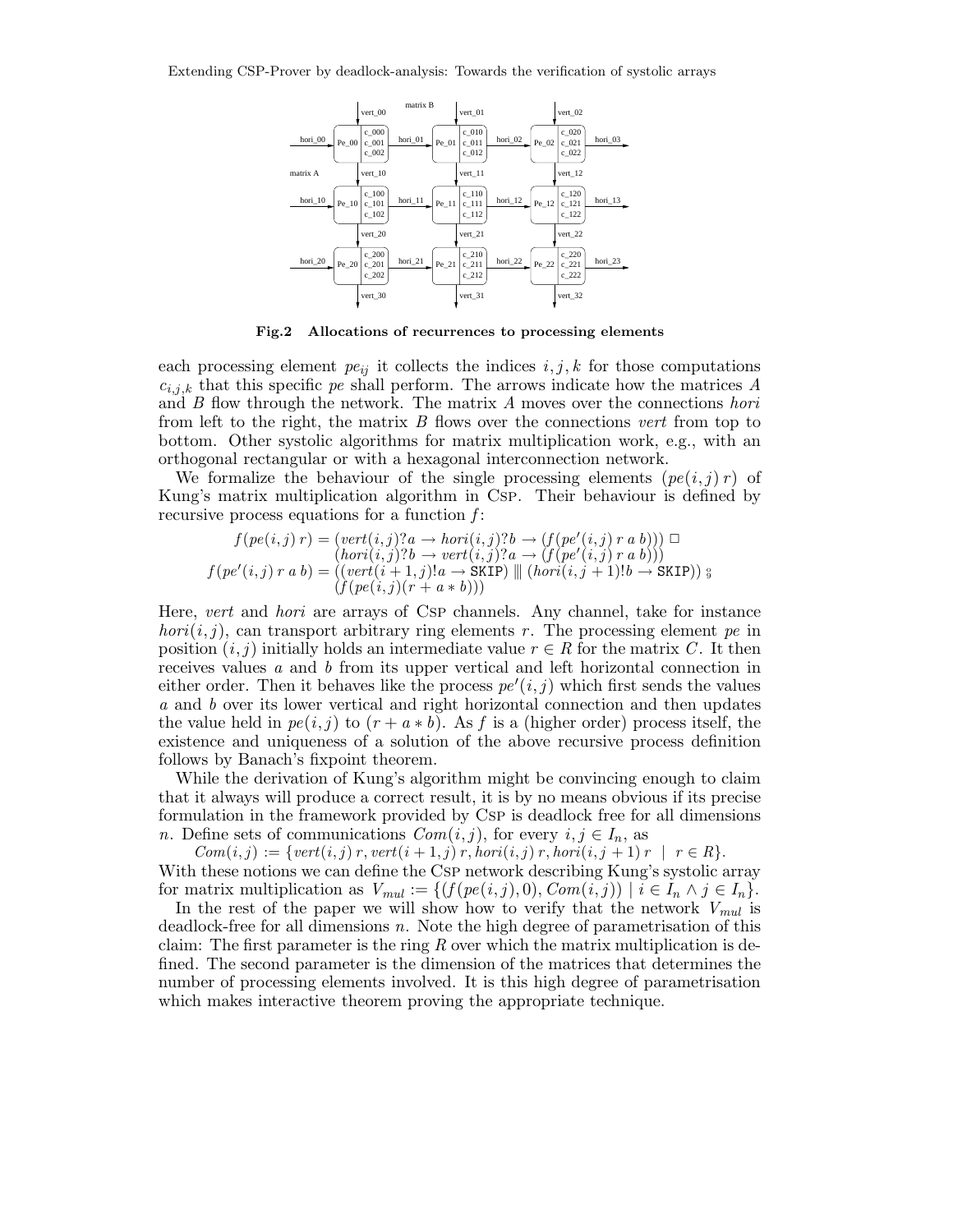**Fig.2 Allocations of recurrences to processing elements**

each processing element $pe_{ij}$ it collects the indices $i, j, k$ for those computations $c_{i,j,k}$ that this specific $pe$ shall perform. The arrows indicate how the matrices $A$ and $B$ flow through the network. The matrix $A$ moves over the connections *hori* from left to the right, the matrix $B$ flows over the connections *vert* from top to bottom. Other systolic algorithms for matrix multiplication work, e.g., with an orthogonal rectangular or with a hexagonal interconnection network.

We formalize the behaviour of the single processing elements $(pe(i,j)\ r)$ of Kung's matrix multiplication algorithm in Csp. Their behaviour is defined by recursive process equations for a function $f$:

$$
\begin{aligned}
f(pe(i,j)\ r) &= (vert(i,j)?a \rightarrow hori(i,j)?b \rightarrow (f(pe'(i,j)\ r\ a\ b)))\ \Box \\
&\quad\ (hori(i,j)?b \rightarrow vert(i,j)?a \rightarrow (f(pe'(i,j)\ r\ a\ b))) \\
f(pe'(i,j)\ r\ a\ b) &= ((vert(i+1,j)!a \rightarrow \texttt{SKIP})\ |||\ (hori(i,j+1)!b \rightarrow \texttt{SKIP}))\ \fatsemi \\
&\quad\ (f(pe(i,j)(r + a * b)))
\end{aligned}
$$

Here, *vert* and *hori* are arrays of Csp channels. Any channel, take for instance $hori(i,j)$, can transport arbitrary ring elements $r$. The processing element $pe$ in position $(i,j)$ initially holds an intermediate value $r \in R$ for the matrix $C$. It then receives values $a$ and $b$ from its upper vertical and left horizontal connection in either order. Then it behaves like the process $pe'(i,j)$ which first sends the values $a$ and $b$ over its lower vertical and right horizontal connection and then updates the value held in $pe(i,j)$ to $(r + a * b)$. As $f$ is a (higher order) process itself, the existence and uniqueness of a solution of the above recursive process definition follows by Banach's fixpoint theorem.

While the derivation of Kung's algorithm might be convincing enough to claim that it always will produce a correct result, it is by no means obvious if its precise formulation in the framework provided by Csp is deadlock free for all dimensions $n$. Define sets of communications $Com(i,j)$, for every $i, j \in I_n$, as

$$Com(i,j) := \{vert(i,j)\ r, vert(i+1,j)\ r, hori(i,j)\ r, hori(i,j+1)\ r \ \mid\ r \in R\}.$$

With these notions we can define the Csp network describing Kung's systolic array for matrix multiplication as $V_{mul} := \{(f(pe(i,j), 0), Com(i,j)) \mid i \in I_n \land j \in I_n\}$.

In the rest of the paper we will show how to verify that the network $V_{mul}$ is deadlock-free for all dimensions $n$. Note the high degree of parametrisation of this claim: The first parameter is the ring $R$ over which the matrix multiplication is defined. The second parameter is the dimension of the matrices that determines the number of processing elements involved. It is this high degree of parametrisation which makes interactive theorem proving the appropriate technique.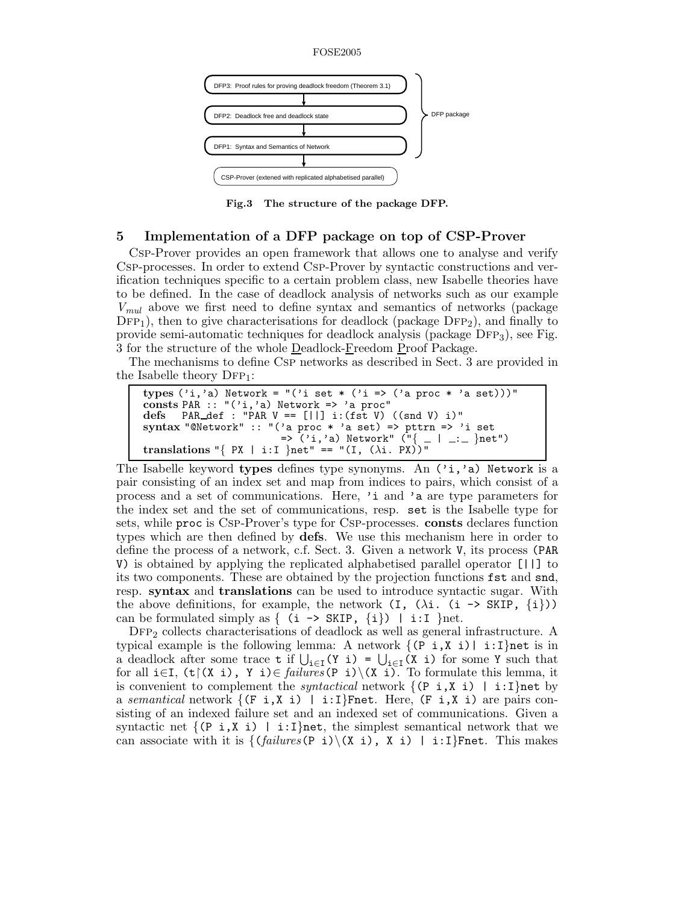DFP3: Proof rules for proving deadlock freedom (Theorem 3.1)

DFP2: Deadlock free and deadlock state

DFP1: Syntax and Semantics of Network

CSP-Prover (extened with replicated alphabetised parallel)

DFP package

**Fig.3 The structure of the package DFP.**

## 5 Implementation of a DFP package on top of CSP-Prover

Csp-Prover provides an open framework that allows one to analyse and verify Csp-processes. In order to extend Csp-Prover by syntactic constructions and verification techniques specific to a certain problem class, new Isabelle theories have to be defined. In the case of deadlock analysis of networks such as our example $V_{mul}$ above we first need to define syntax and semantics of networks (package $\text{DFP}_1$), then to give characterisations for deadlock (package $\text{DFP}_2$), and finally to provide semi-automatic techniques for deadlock analysis (package $\text{DFP}_3$), see Fig. 3 for the structure of the whole Deadlock-Freedom Proof Package.

The mechanisms to define Csp networks as described in Sect. 3 are provided in the Isabelle theory $\text{DFP}_1$:

```
types ('i,'a) Network = "('i set * ('i => ('a proc * 'a set)))"
consts PAR :: "('i,'a) Network => 'a proc"
defs   PAR_def : "PAR V == [||] i:(fst V) ((snd V) i)"
syntax "@Network" :: "('a proc * 'a set) => pttrn => 'i set
                       => ('i,'a) Network" ("{ _ | _:_ }net")
translations "{ PX | i:I }net" == "(I, (λi. PX))"
```

The Isabelle keyword **types** defines type synonyms. An `('i,'a) Network` is a pair consisting of an index set and map from indices to pairs, which consist of a process and a set of communications. Here, `'i` and `'a` are type parameters for the index set and the set of communications, resp. `set` is the Isabelle type for sets, while `proc` is Csp-Prover's type for Csp-processes. **consts** declares function types which are then defined by **defs**. We use this mechanism here in order to define the process of a network, c.f. Sect. 3. Given a network `V`, its process `(PAR V)` is obtained by applying the replicated alphabetised parallel operator `[||]` to its two components. These are obtained by the projection functions `fst` and `snd`, resp. **syntax** and **translations** can be used to introduce syntactic sugar. With the above definitions, for example, the network `(I, (λi. (i -> SKIP, {i}))` can be formulated simply as `{ (i -> SKIP, {i}) | i:I }net`.

$\text{DFP}_2$ collects characterisations of deadlock as well as general infrastructure. A typical example is the following lemma: A network `{(P i,X i)| i:I}net` is in a deadlock after some trace `t` if $\bigcup_{i \in I}$`(Y i)` = $\bigcup_{i \in I}$`(X i)` for some `Y` such that for all `i`∈`I`, `(t`↾`(X i), Y i)`∈ *failures*`(P i)`\\`(X i)`. To formulate this lemma, it is convenient to complement the *syntactical* network `{(P i,X i) | i:I}net` by a *semantical* network `{(F i,X i) | i:I}Fnet`. Here, `(F i,X i)` are pairs consisting of an indexed failure set and an indexed set of communications. Given a syntactic net `{(P i,X i) | i:I}net`, the simplest semantical network that we can associate with it is `{(`*failures*`(P i)`\\`(X i), X i) | i:I}Fnet`. This makes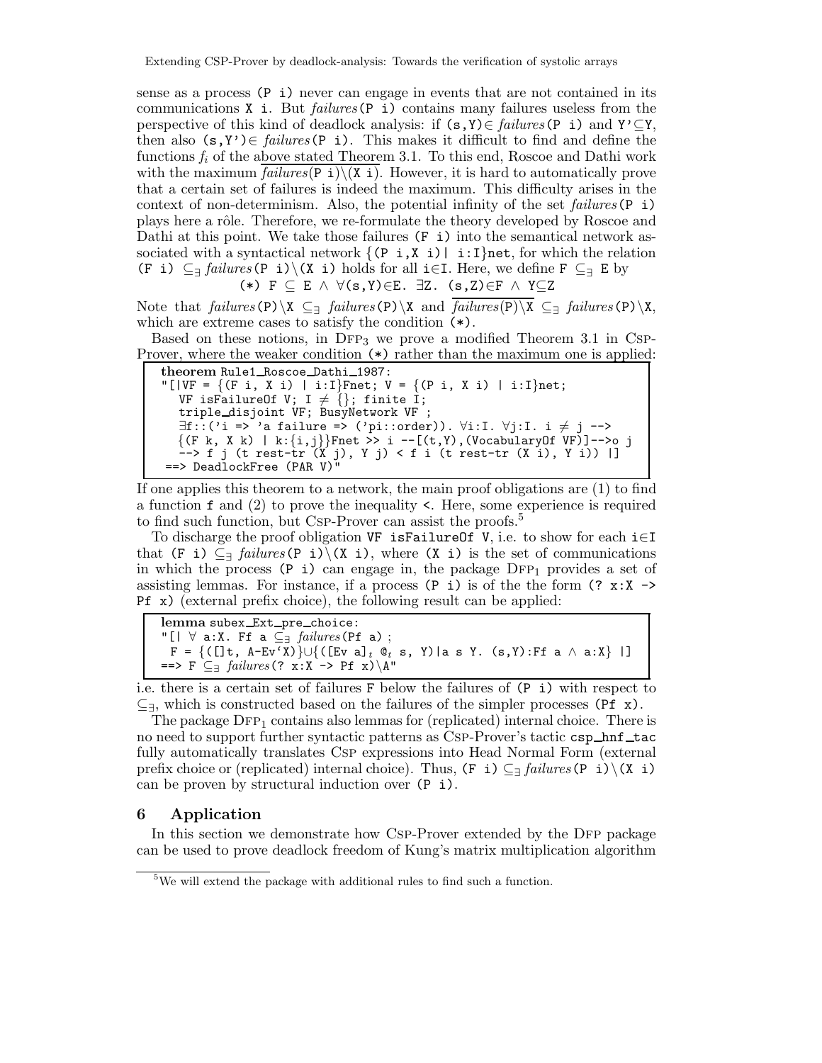sense as a process (P i) never can engage in events that are not contained in its communications X i. But *failures*(P i) contains many failures useless from the perspective of this kind of deadlock analysis: if (s,Y)∈ *failures*(P i) and Y'⊆Y, then also (s,Y')∈ *failures*(P i). This makes it difficult to find and define the functions $f_i$ of the above stated Theorem 3.1. To this end, Roscoe and Dathi work with the maximum $\overline{failures\texttt{(P i)}\backslash\texttt{(X i)}}$. However, it is hard to automatically prove that a certain set of failures is indeed the maximum. This difficulty arises in the context of non-determinism. Also, the potential infinity of the set *failures*(P i) plays here a rôle. Therefore, we re-formulate the theory developed by Roscoe and Dathi at this point. We take those failures (F i) into the semantical network associated with a syntactical network {(P i,X i)| i:I}net, for which the relation (F i) $\subseteq_\exists$ *failures*(P i)\(X i) holds for all i∈I. Here, we define F $\subseteq_\exists$ E by

(*) F ⊆ E ∧ ∀(s,Y)∈E. ∃Z. (s,Z)∈F ∧ Y⊆Z

Note that *failures*(P)\X $\subseteq_\exists$ *failures*(P)\X and $\overline{failures\texttt{(P)}\backslash\texttt{X}}$ $\subseteq_\exists$ *failures*(P)\X, which are extreme cases to satisfy the condition (*).

Based on these notions, in DFP$_3$ we prove a modified Theorem 3.1 in CSP-Prover, where the weaker condition (*) rather than the maximum one is applied:

```
theorem Rule1_Roscoe_Dathi_1987:
"[|VF = {(F i, X i) | i:I}Fnet; V = {(P i, X i) | i:I}net;
   VF isFailureOf V; I ≠ {}; finite I;
   triple_disjoint VF; BusyNetwork VF ;
   ∃f::('i => 'a failure => ('pi::order)). ∀i:I. ∀j:I. i ≠ j -->
   {(F k, X k) | k:{i,j}}Fnet >> i --[(t,Y),(VocabularyOf VF)]-->o j
   --> f j (t rest-tr (X j), Y j) < f i (t rest-tr (X i), Y i)) |]
 ==> DeadlockFree (PAR V)"
```

If one applies this theorem to a network, the main proof obligations are (1) to find a function f and (2) to prove the inequality <. Here, some experience is required to find such function, but CSP-Prover can assist the proofs.[5]

To discharge the proof obligation VF isFailureOf V, i.e. to show for each i∈I that (F i) $\subseteq_\exists$ *failures*(P i)\(X i), where (X i) is the set of communications in which the process (P i) can engage in, the package DFP$_1$ provides a set of assisting lemmas. For instance, if a process (P i) is of the the form (? x:X -> Pf x) (external prefix choice), the following result can be applied:

```
lemma subex_Ext_pre_choice:
 "[| ∀ a:X. Ff a ⊆∃ failures(Pf a) ;
  F = {([]t, A-Ev`X)}∪{([Ev a]t @t s, Y)|a s Y. (s,Y):Ff a ∧ a:X} |]
 ==> F ⊆∃ failures(? x:X -> Pf x)\A"
```

i.e. there is a certain set of failures F below the failures of (P i) with respect to $\subseteq_\exists$, which is constructed based on the failures of the simpler processes (Pf x).

The package DFP$_1$ contains also lemmas for (replicated) internal choice. There is no need to support further syntactic patterns as CSP-Prover's tactic csp_hnf_tac fully automatically translates CSP expressions into Head Normal Form (external prefix choice or (replicated) internal choice). Thus, (F i) $\subseteq_\exists$ *failures*(P i)\(X i) can be proven by structural induction over (P i).

## 6 Application

In this section we demonstrate how CSP-Prover extended by the DFP package can be used to prove deadlock freedom of Kung's matrix multiplication algorithm

[5] We will extend the package with additional rules to find such a function.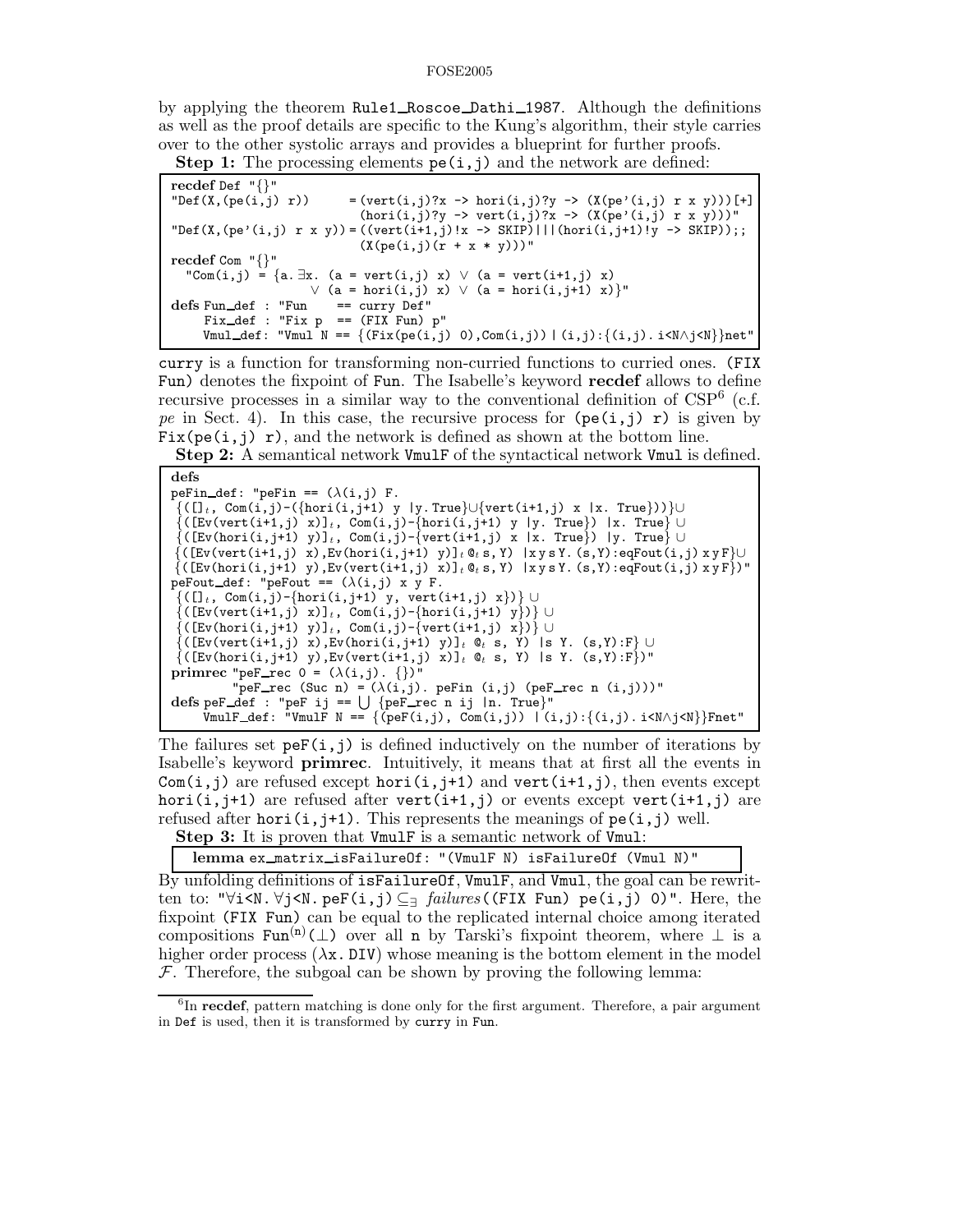by applying the theorem `Rule1_Roscoe_Dathi_1987`. Although the definitions as well as the proof details are specific to the Kung's algorithm, their style carries over to the other systolic arrays and provides a blueprint for further proofs.

**Step 1:** The processing elements `pe(i,j)` and the network are defined:

```
recdef Def "{}"
"Def(X,(pe(i,j) r))       = (vert(i,j)?x -> hori(i,j)?y -> (X(pe'(i,j) r x y)))[+]
                            (hori(i,j)?y -> vert(i,j)?x -> (X(pe'(i,j) r x y)))"
"Def(X,(pe'(i,j) r x y)) = ((vert(i+1,j)!x -> SKIP)|||(hori(i,j+1)!y -> SKIP));;
                            (X(pe(i,j)(r + x * y)))"
recdef Com "{}"
  "Com(i,j) = {a. ∃x. (a = vert(i,j) x) ∨ (a = vert(i+1,j) x)
                ∨ (a = hori(i,j) x) ∨ (a = hori(i,j+1) x)}"
defs Fun_def : "Fun    == curry Def"
     Fix_def : "Fix p  == (FIX Fun) p"
     Vmul_def: "Vmul N == {(Fix(pe(i,j) 0),Com(i,j)) | (i,j):{(i,j). i<N∧j<N}}net"
```

`curry` is a function for transforming non-curried functions to curried ones. (`FIX Fun`) denotes the fixpoint of `Fun`. The Isabelle's keyword **recdef** allows to define recursive processes in a similar way to the conventional definition of CSP[6] (c.f. *pe* in Sect. 4). In this case, the recursive process for `(pe(i,j) r)` is given by `Fix(pe(i,j) r)`, and the network is defined as shown at the bottom line.

**Step 2:** A semantical network `VmulF` of the syntactical network `Vmul` is defined.

```
defs
peFin_def: "peFin == (λ(i,j) F.
 {([]_t, Com(i,j)-({hori(i,j+1) y |y. True}∪{vert(i+1,j) x |x. True}))}∪
 {([Ev(vert(i+1,j) x)]_t, Com(i,j)-{hori(i,j+1) y |y. True}) |x. True} ∪
 {([Ev(hori(i,j+1) y)]_t, Com(i,j)-{vert(i+1,j) x |x. True}) |y. True} ∪
 {([Ev(vert(i+1,j) x),Ev(hori(i,j+1) y)]_t @_t s, Y) |x y s Y. (s,Y):eqFout(i,j) x y F}∪
 {([Ev(hori(i,j+1) y),Ev(vert(i+1,j) x)]_t @_t s, Y) |x y s Y. (s,Y):eqFout(i,j) x y F})"
peFout_def: "peFout == (λ(i,j) x y F.
 {([]_t, Com(i,j)-{hori(i,j+1) y, vert(i+1,j) x})} ∪
 {([Ev(vert(i+1,j) x)]_t, Com(i,j)-{hori(i,j+1) y})} ∪
 {([Ev(hori(i,j+1) y)]_t, Com(i,j)-{vert(i+1,j) x})} ∪
 {([Ev(vert(i+1,j) x),Ev(hori(i,j+1) y)]_t @_t s, Y) |s Y. (s,Y):F} ∪
 {([Ev(hori(i,j+1) y),Ev(vert(i+1,j) x)]_t @_t s, Y) |s Y. (s,Y):F})"
primrec "peF_rec 0 = (λ(i,j). {})"
        "peF_rec (Suc n) = (λ(i,j). peFin (i,j) (peF_rec n (i,j)))"
defs peF_def : "peF ij == ⋃ {peF_rec n ij |n. True}"
     VmulF_def: "VmulF N == {(peF(i,j), Com(i,j)) | (i,j):{(i,j). i<N∧j<N}}Fnet"
```

The failures set `peF(i,j)` is defined inductively on the number of iterations by Isabelle's keyword **primrec**. Intuitively, it means that at first all the events in `Com(i,j)` are refused except `hori(i,j+1)` and `vert(i+1,j)`, then events except `hori(i,j+1)` are refused after `vert(i+1,j)` or events except `vert(i+1,j)` are refused after `hori(i,j+1)`. This represents the meanings of `pe(i,j)` well.

**Step 3:** It is proven that `VmulF` is a semantic network of `Vmul`:

```
lemma ex_matrix_isFailureOf: "(VmulF N) isFailureOf (Vmul N)"
```

By unfolding definitions of `isFailureOf`, `VmulF`, and `Vmul`, the goal can be rewritten to: "`∀i<N. ∀j<N. peF(i,j)` $\subseteq_\exists$ *failures*`((FIX Fun) pe(i,j) 0)`". Here, the fixpoint (`FIX Fun`) can be equal to the replicated internal choice among iterated compositions $\mathtt{Fun}^{(n)}(\bot)$ over all `n` by Tarski's fixpoint theorem, where $\bot$ is a higher order process ($\lambda$`x. DIV`) whose meaning is the bottom element in the model $\mathcal{F}$. Therefore, the subgoal can be shown by proving the following lemma:

[6] In **recdef**, pattern matching is done only for the first argument. Therefore, a pair argument in `Def` is used, then it is transformed by `curry` in `Fun`.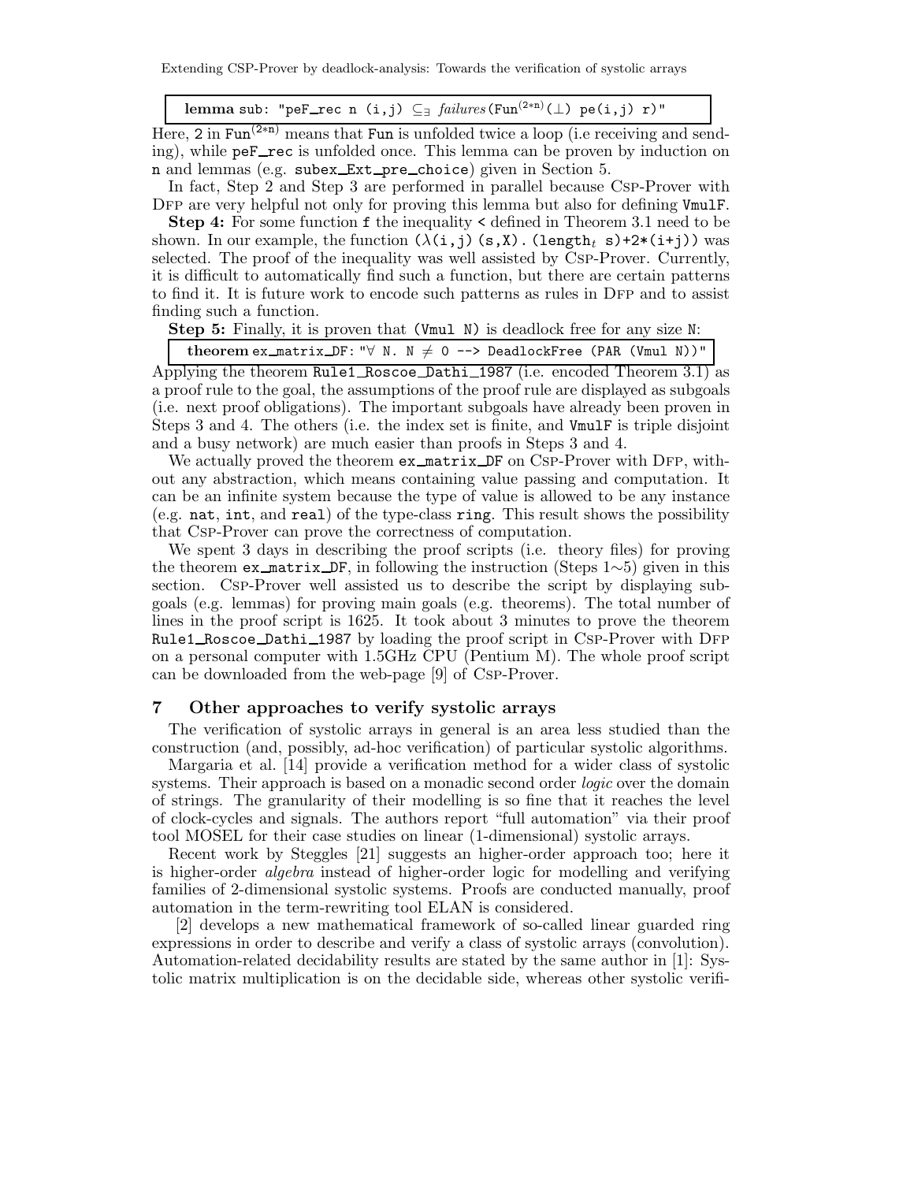```
lemma sub: "peF_rec n (i,j) ⊆∃ failures(Fun^(2*n)(⊥) pe(i,j) r)"
```

Here, 2 in $\texttt{Fun}^{(2*n)}$ means that Fun is unfolded twice a loop (i.e receiving and sending), while peF_rec is unfolded once. This lemma can be proven by induction on n and lemmas (e.g. subex_Ext_pre_choice) given in Section 5.

In fact, Step 2 and Step 3 are performed in parallel because Csp-Prover with Dfp are very helpful not only for proving this lemma but also for defining VmulF.

**Step 4:** For some function f the inequality < defined in Theorem 3.1 need to be shown. In our example, the function ($\lambda$(i,j) (s,X). (length$_t$ s)+2*(i+j)) was selected. The proof of the inequality was well assisted by Csp-Prover. Currently, it is difficult to automatically find such a function, but there are certain patterns to find it. It is future work to encode such patterns as rules in Dfp and to assist finding such a function.

**Step 5:** Finally, it is proven that (Vmul N) is deadlock free for any size N:

```
theorem ex_matrix_DF: "∀ N. N ≠ 0 --> DeadlockFree (PAR (Vmul N))"
```

Applying the theorem Rule1_Roscoe_Dathi_1987 (i.e. encoded Theorem 3.1) as a proof rule to the goal, the assumptions of the proof rule are displayed as subgoals (i.e. next proof obligations). The important subgoals have already been proven in Steps 3 and 4. The others (i.e. the index set is finite, and VmulF is triple disjoint and a busy network) are much easier than proofs in Steps 3 and 4.

We actually proved the theorem ex_matrix_DF on Csp-Prover with Dfp, without any abstraction, which means containing value passing and computation. It can be an infinite system because the type of value is allowed to be any instance (e.g. nat, int, and real) of the type-class ring. This result shows the possibility that Csp-Prover can prove the correctness of computation.

We spent 3 days in describing the proof scripts (i.e. theory files) for proving the theorem ex_matrix_DF, in following the instruction (Steps 1∼5) given in this section. Csp-Prover well assisted us to describe the script by displaying subgoals (e.g. lemmas) for proving main goals (e.g. theorems). The total number of lines in the proof script is 1625. It took about 3 minutes to prove the theorem Rule1_Roscoe_Dathi_1987 by loading the proof script in Csp-Prover with Dfp on a personal computer with 1.5GHz CPU (Pentium M). The whole proof script can be downloaded from the web-page [9] of Csp-Prover.

## 7 Other approaches to verify systolic arrays

The verification of systolic arrays in general is an area less studied than the construction (and, possibly, ad-hoc verification) of particular systolic algorithms.

Margaria et al. [14] provide a verification method for a wider class of systolic systems. Their approach is based on a monadic second order *logic* over the domain of strings. The granularity of their modelling is so fine that it reaches the level of clock-cycles and signals. The authors report "full automation" via their proof tool MOSEL for their case studies on linear (1-dimensional) systolic arrays.

Recent work by Steggles [21] suggests an higher-order approach too; here it is higher-order *algebra* instead of higher-order logic for modelling and verifying families of 2-dimensional systolic systems. Proofs are conducted manually, proof automation in the term-rewriting tool ELAN is considered.

[2] develops a new mathematical framework of so-called linear guarded ring expressions in order to describe and verify a class of systolic arrays (convolution). Automation-related decidability results are stated by the same author in [1]: Systolic matrix multiplication is on the decidable side, whereas other systolic verifi-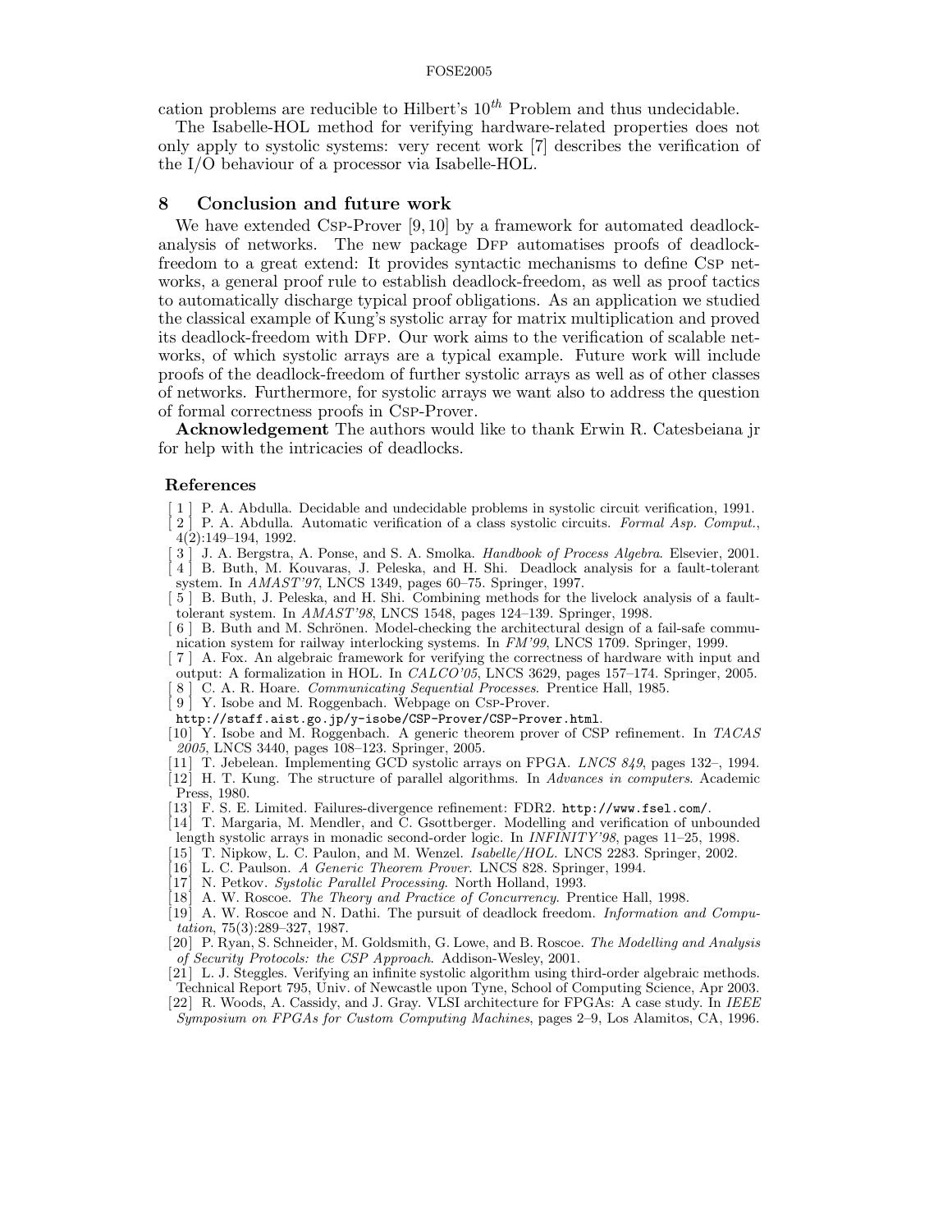cation problems are reducible to Hilbert's $10^{th}$ Problem and thus undecidable.

The Isabelle-HOL method for verifying hardware-related properties does not only apply to systolic systems: very recent work [7] describes the verification of the I/O behaviour of a processor via Isabelle-HOL.

## 8 Conclusion and future work

We have extended Csp-Prover [9, 10] by a framework for automated deadlock-analysis of networks. The new package Dfp automatises proofs of deadlock-freedom to a great extend: It provides syntactic mechanisms to define Csp networks, a general proof rule to establish deadlock-freedom, as well as proof tactics to automatically discharge typical proof obligations. As an application we studied the classical example of Kung's systolic array for matrix multiplication and proved its deadlock-freedom with Dfp. Our work aims to the verification of scalable networks, of which systolic arrays are a typical example. Future work will include proofs of the deadlock-freedom of further systolic arrays as well as of other classes of networks. Furthermore, for systolic arrays we want also to address the question of formal correctness proofs in Csp-Prover.

**Acknowledgement** The authors would like to thank Erwin R. Catesbeiana jr for help with the intricacies of deadlocks.

### References

[ 1 ] P. A. Abdulla. Decidable and undecidable problems in systolic circuit verification, 1991.

[ 2 ] P. A. Abdulla. Automatic verification of a class systolic circuits. *Formal Asp. Comput.*, 4(2):149–194, 1992.

[ 3 ] J. A. Bergstra, A. Ponse, and S. A. Smolka. *Handbook of Process Algebra*. Elsevier, 2001.

[ 4 ] B. Buth, M. Kouvaras, J. Peleska, and H. Shi. Deadlock analysis for a fault-tolerant system. In *AMAST'97*, LNCS 1349, pages 60–75. Springer, 1997.

[ 5 ] B. Buth, J. Peleska, and H. Shi. Combining methods for the livelock analysis of a fault-tolerant system. In *AMAST'98*, LNCS 1548, pages 124–139. Springer, 1998.

[ 6 ] B. Buth and M. Schrönen. Model-checking the architectural design of a fail-safe communication system for railway interlocking systems. In *FM'99*, LNCS 1709. Springer, 1999.

[ 7 ] A. Fox. An algebraic framework for verifying the correctness of hardware with input and output: A formalization in HOL. In *CALCO'05*, LNCS 3629, pages 157–174. Springer, 2005.

[ 8 ] C. A. R. Hoare. *Communicating Sequential Processes*. Prentice Hall, 1985.

[ 9 ] Y. Isobe and M. Roggenbach. Webpage on Csp-Prover. `http://staff.aist.go.jp/y-isobe/CSP-Prover/CSP-Prover.html`.

[10] Y. Isobe and M. Roggenbach. A generic theorem prover of CSP refinement. In *TACAS 2005*, LNCS 3440, pages 108–123. Springer, 2005.

[11] T. Jebelean. Implementing GCD systolic arrays on FPGA. *LNCS 849*, pages 132–, 1994.

[12] H. T. Kung. The structure of parallel algorithms. In *Advances in computers*. Academic Press, 1980.

[13] F. S. E. Limited. Failures-divergence refinement: FDR2. `http://www.fsel.com/`.

[14] T. Margaria, M. Mendler, and C. Gsottberger. Modelling and verification of unbounded length systolic arrays in monadic second-order logic. In *INFINITY'98*, pages 11–25, 1998.

[15] T. Nipkow, L. C. Paulon, and M. Wenzel. *Isabelle/HOL*. LNCS 2283. Springer, 2002.

[16] L. C. Paulson. *A Generic Theorem Prover*. LNCS 828. Springer, 1994.

[17] N. Petkov. *Systolic Parallel Processing*. North Holland, 1993.

[18] A. W. Roscoe. *The Theory and Practice of Concurrency*. Prentice Hall, 1998.

[19] A. W. Roscoe and N. Dathi. The pursuit of deadlock freedom. *Information and Computation*, 75(3):289–327, 1987.

[20] P. Ryan, S. Schneider, M. Goldsmith, G. Lowe, and B. Roscoe. *The Modelling and Analysis of Security Protocols: the CSP Approach*. Addison-Wesley, 2001.

[21] L. J. Steggles. Verifying an infinite systolic algorithm using third-order algebraic methods. Technical Report 795, Univ. of Newcastle upon Tyne, School of Computing Science, Apr 2003.

[22] R. Woods, A. Cassidy, and J. Gray. VLSI architecture for FPGAs: A case study. In *IEEE Symposium on FPGAs for Custom Computing Machines*, pages 2–9, Los Alamitos, CA, 1996.